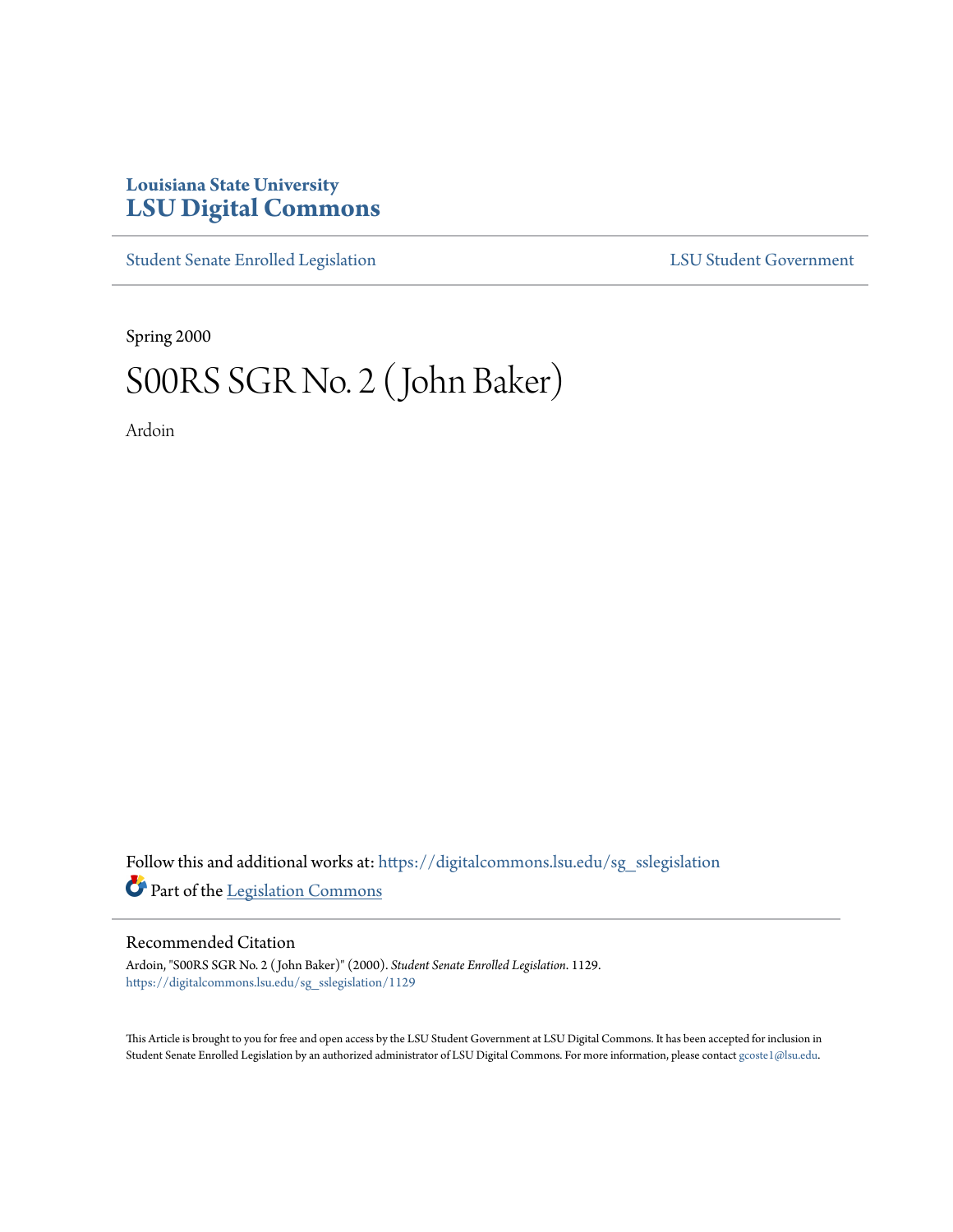Louisiana State University
**LSU Digital Commons**

Student Senate Enrolled Legislation | LSU Student Government

Spring 2000

# S00RS SGR No. 2 (John Baker)

Ardoin

Follow this and additional works at: https://digitalcommons.lsu.edu/sg_sslegislation

Part of the Legislation Commons

## Recommended Citation

Ardoin, "S00RS SGR No. 2 (John Baker)" (2000). *Student Senate Enrolled Legislation*. 1129.
https://digitalcommons.lsu.edu/sg_sslegislation/1129

This Article is brought to you for free and open access by the LSU Student Government at LSU Digital Commons. It has been accepted for inclusion in Student Senate Enrolled Legislation by an authorized administrator of LSU Digital Commons. For more information, please contact gcoste1@lsu.edu.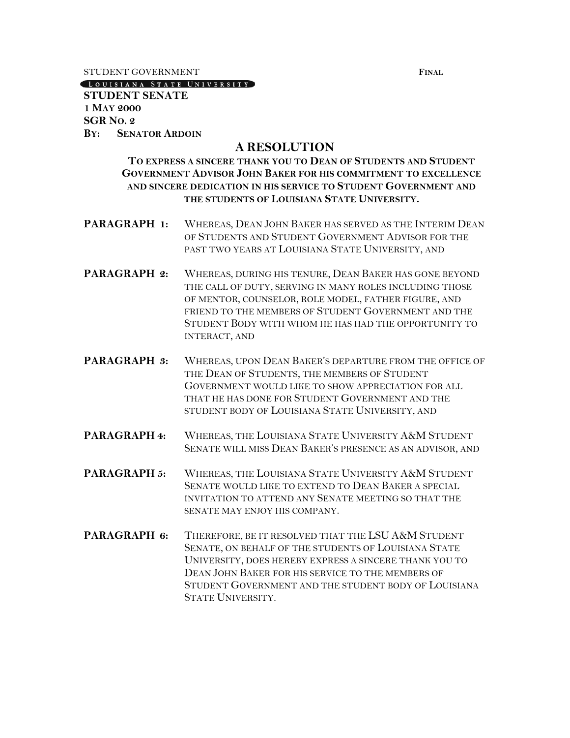STUDENT GOVERNMENT **FINAL**

LOUISIANA STATE UNIVERSITY

**STUDENT SENATE**
**1 MAY 2000**
**SGR NO. 2**
**BY: SENATOR ARDOIN**

# A RESOLUTION

**TO EXPRESS A SINCERE THANK YOU TO DEAN OF STUDENTS AND STUDENT GOVERNMENT ADVISOR JOHN BAKER FOR HIS COMMITMENT TO EXCELLENCE AND SINCERE DEDICATION IN HIS SERVICE TO STUDENT GOVERNMENT AND THE STUDENTS OF LOUISIANA STATE UNIVERSITY.**

**PARAGRAPH 1:** WHEREAS, DEAN JOHN BAKER HAS SERVED AS THE INTERIM DEAN OF STUDENTS AND STUDENT GOVERNMENT ADVISOR FOR THE PAST TWO YEARS AT LOUISIANA STATE UNIVERSITY, AND

**PARAGRAPH 2:** WHEREAS, DURING HIS TENURE, DEAN BAKER HAS GONE BEYOND THE CALL OF DUTY, SERVING IN MANY ROLES INCLUDING THOSE OF MENTOR, COUNSELOR, ROLE MODEL, FATHER FIGURE, AND FRIEND TO THE MEMBERS OF STUDENT GOVERNMENT AND THE STUDENT BODY WITH WHOM HE HAS HAD THE OPPORTUNITY TO INTERACT, AND

**PARAGRAPH 3:** WHEREAS, UPON DEAN BAKER'S DEPARTURE FROM THE OFFICE OF THE DEAN OF STUDENTS, THE MEMBERS OF STUDENT GOVERNMENT WOULD LIKE TO SHOW APPRECIATION FOR ALL THAT HE HAS DONE FOR STUDENT GOVERNMENT AND THE STUDENT BODY OF LOUISIANA STATE UNIVERSITY, AND

**PARAGRAPH 4:** WHEREAS, THE LOUISIANA STATE UNIVERSITY A&M STUDENT SENATE WILL MISS DEAN BAKER'S PRESENCE AS AN ADVISOR, AND

**PARAGRAPH 5:** WHEREAS, THE LOUISIANA STATE UNIVERSITY A&M STUDENT SENATE WOULD LIKE TO EXTEND TO DEAN BAKER A SPECIAL INVITATION TO ATTEND ANY SENATE MEETING SO THAT THE SENATE MAY ENJOY HIS COMPANY.

**PARAGRAPH 6:** THEREFORE, BE IT RESOLVED THAT THE LSU A&M STUDENT SENATE, ON BEHALF OF THE STUDENTS OF LOUISIANA STATE UNIVERSITY, DOES HEREBY EXPRESS A SINCERE THANK YOU TO DEAN JOHN BAKER FOR HIS SERVICE TO THE MEMBERS OF STUDENT GOVERNMENT AND THE STUDENT BODY OF LOUISIANA STATE UNIVERSITY.